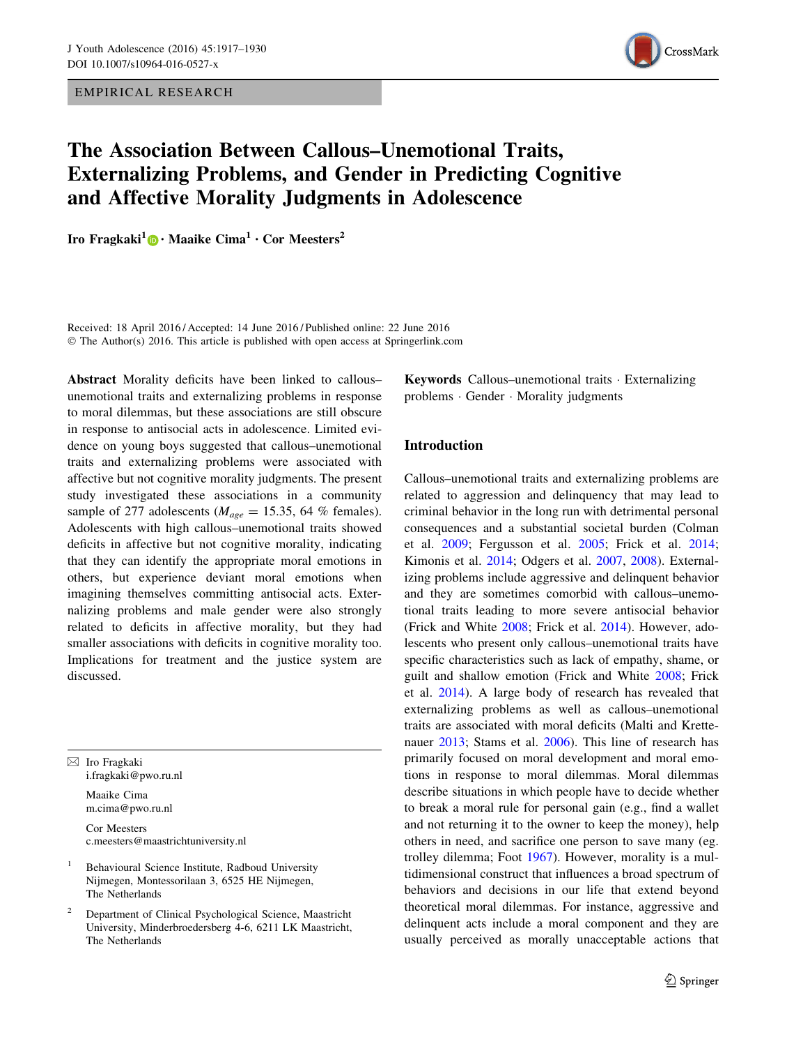EMPIRICAL RESEARCH

# The Association Between Callous–Unemotional Traits, Externalizing Problems, and Gender in Predicting Cognitive and Affective Morality Judgments in Adolescence

**Iro Fragkaki[1] · Maaike Cima[1] · Cor Meesters[2]**

Received: 18 April 2016 / Accepted: 14 June 2016 / Published online: 22 June 2016
© The Author(s) 2016. This article is published with open access at Springerlink.com

**Abstract** Morality deficits have been linked to callous–unemotional traits and externalizing problems in response to moral dilemmas, but these associations are still obscure in response to antisocial acts in adolescence. Limited evidence on young boys suggested that callous–unemotional traits and externalizing problems were associated with affective but not cognitive morality judgments. The present study investigated these associations in a community sample of 277 adolescents ($M_{age} = 15.35$, 64 % females). Adolescents with high callous–unemotional traits showed deficits in affective but not cognitive morality, indicating that they can identify the appropriate moral emotions in others, but experience deviant moral emotions when imagining themselves committing antisocial acts. Externalizing problems and male gender were also strongly related to deficits in affective morality, but they had smaller associations with deficits in cognitive morality too. Implications for treatment and the justice system are discussed.

**Keywords** Callous–unemotional traits · Externalizing problems · Gender · Morality judgments

✉ Iro Fragkaki
i.fragkaki@pwo.ru.nl

Maaike Cima
m.cima@pwo.ru.nl

Cor Meesters
c.meesters@maastrichtuniversity.nl

[1] Behavioural Science Institute, Radboud University Nijmegen, Montessorilaan 3, 6525 HE Nijmegen, The Netherlands

[2] Department of Clinical Psychological Science, Maastricht University, Minderbroedersberg 4-6, 6211 LK Maastricht, The Netherlands

## Introduction

Callous–unemotional traits and externalizing problems are related to aggression and delinquency that may lead to criminal behavior in the long run with detrimental personal consequences and a substantial societal burden (Colman et al. 2009; Fergusson et al. 2005; Frick et al. 2014; Kimonis et al. 2014; Odgers et al. 2007, 2008). Externalizing problems include aggressive and delinquent behavior and they are sometimes comorbid with callous–unemotional traits leading to more severe antisocial behavior (Frick and White 2008; Frick et al. 2014). However, adolescents who present only callous–unemotional traits have specific characteristics such as lack of empathy, shame, or guilt and shallow emotion (Frick and White 2008; Frick et al. 2014). A large body of research has revealed that externalizing problems as well as callous–unemotional traits are associated with moral deficits (Malti and Krettenauer 2013; Stams et al. 2006). This line of research has primarily focused on moral development and moral emotions in response to moral dilemmas. Moral dilemmas describe situations in which people have to decide whether to break a moral rule for personal gain (e.g., find a wallet and not returning it to the owner to keep the money), help others in need, and sacrifice one person to save many (eg. trolley dilemma; Foot 1967). However, morality is a multidimensional construct that influences a broad spectrum of behaviors and decisions in our life that extend beyond theoretical moral dilemmas. For instance, aggressive and delinquent acts include a moral component and they are usually perceived as morally unacceptable actions that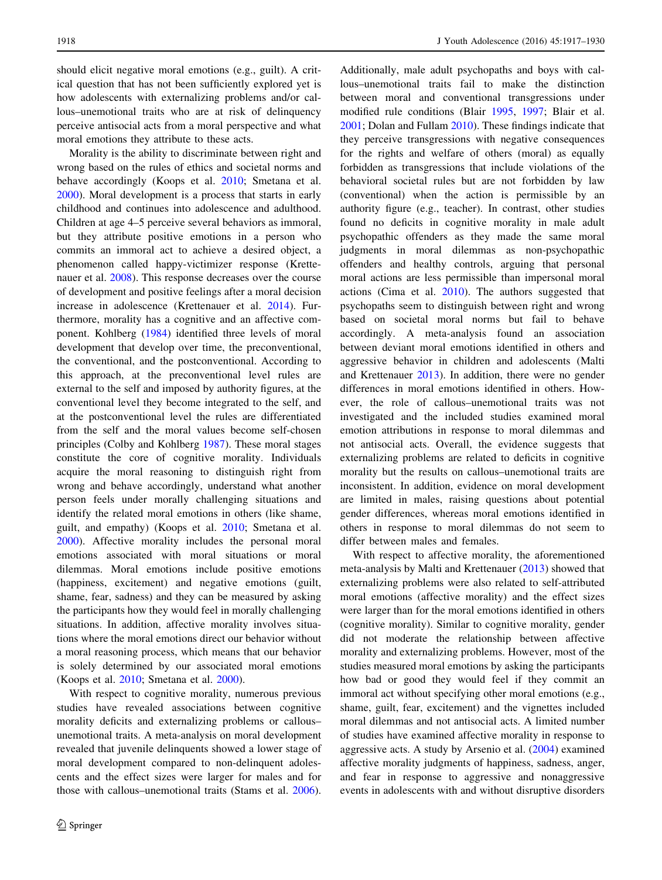should elicit negative moral emotions (e.g., guilt). A critical question that has not been sufficiently explored yet is how adolescents with externalizing problems and/or callous–unemotional traits who are at risk of delinquency perceive antisocial acts from a moral perspective and what moral emotions they attribute to these acts.

Morality is the ability to discriminate between right and wrong based on the rules of ethics and societal norms and behave accordingly (Koops et al. 2010; Smetana et al. 2000). Moral development is a process that starts in early childhood and continues into adolescence and adulthood. Children at age 4–5 perceive several behaviors as immoral, but they attribute positive emotions in a person who commits an immoral act to achieve a desired object, a phenomenon called happy-victimizer response (Krettenauer et al. 2008). This response decreases over the course of development and positive feelings after a moral decision increase in adolescence (Krettenauer et al. 2014). Furthermore, morality has a cognitive and an affective component. Kohlberg (1984) identified three levels of moral development that develop over time, the preconventional, the conventional, and the postconventional. According to this approach, at the preconventional level rules are external to the self and imposed by authority figures, at the conventional level they become integrated to the self, and at the postconventional level the rules are differentiated from the self and the moral values become self-chosen principles (Colby and Kohlberg 1987). These moral stages constitute the core of cognitive morality. Individuals acquire the moral reasoning to distinguish right from wrong and behave accordingly, understand what another person feels under morally challenging situations and identify the related moral emotions in others (like shame, guilt, and empathy) (Koops et al. 2010; Smetana et al. 2000). Affective morality includes the personal moral emotions associated with moral situations or moral dilemmas. Moral emotions include positive emotions (happiness, excitement) and negative emotions (guilt, shame, fear, sadness) and they can be measured by asking the participants how they would feel in morally challenging situations. In addition, affective morality involves situations where the moral emotions direct our behavior without a moral reasoning process, which means that our behavior is solely determined by our associated moral emotions (Koops et al. 2010; Smetana et al. 2000).

With respect to cognitive morality, numerous previous studies have revealed associations between cognitive morality deficits and externalizing problems or callous–unemotional traits. A meta-analysis on moral development revealed that juvenile delinquents showed a lower stage of moral development compared to non-delinquent adolescents and the effect sizes were larger for males and for those with callous–unemotional traits (Stams et al. 2006). Additionally, male adult psychopaths and boys with callous–unemotional traits fail to make the distinction between moral and conventional transgressions under modified rule conditions (Blair 1995, 1997; Blair et al. 2001; Dolan and Fullam 2010). These findings indicate that they perceive transgressions with negative consequences for the rights and welfare of others (moral) as equally forbidden as transgressions that include violations of the behavioral societal rules but are not forbidden by law (conventional) when the action is permissible by an authority figure (e.g., teacher). In contrast, other studies found no deficits in cognitive morality in male adult psychopathic offenders as they made the same moral judgments in moral dilemmas as non-psychopathic offenders and healthy controls, arguing that personal moral actions are less permissible than impersonal moral actions (Cima et al. 2010). The authors suggested that psychopaths seem to distinguish between right and wrong based on societal moral norms but fail to behave accordingly. A meta-analysis found an association between deviant moral emotions identified in others and aggressive behavior in children and adolescents (Malti and Krettenauer 2013). In addition, there were no gender differences in moral emotions identified in others. However, the role of callous–unemotional traits was not investigated and the included studies examined moral emotion attributions in response to moral dilemmas and not antisocial acts. Overall, the evidence suggests that externalizing problems are related to deficits in cognitive morality but the results on callous–unemotional traits are inconsistent. In addition, evidence on moral development are limited in males, raising questions about potential gender differences, whereas moral emotions identified in others in response to moral dilemmas do not seem to differ between males and females.

With respect to affective morality, the aforementioned meta-analysis by Malti and Krettenauer (2013) showed that externalizing problems were also related to self-attributed moral emotions (affective morality) and the effect sizes were larger than for the moral emotions identified in others (cognitive morality). Similar to cognitive morality, gender did not moderate the relationship between affective morality and externalizing problems. However, most of the studies measured moral emotions by asking the participants how bad or good they would feel if they commit an immoral act without specifying other moral emotions (e.g., shame, guilt, fear, excitement) and the vignettes included moral dilemmas and not antisocial acts. A limited number of studies have examined affective morality in response to aggressive acts. A study by Arsenio et al. (2004) examined affective morality judgments of happiness, sadness, anger, and fear in response to aggressive and nonaggressive events in adolescents with and without disruptive disorders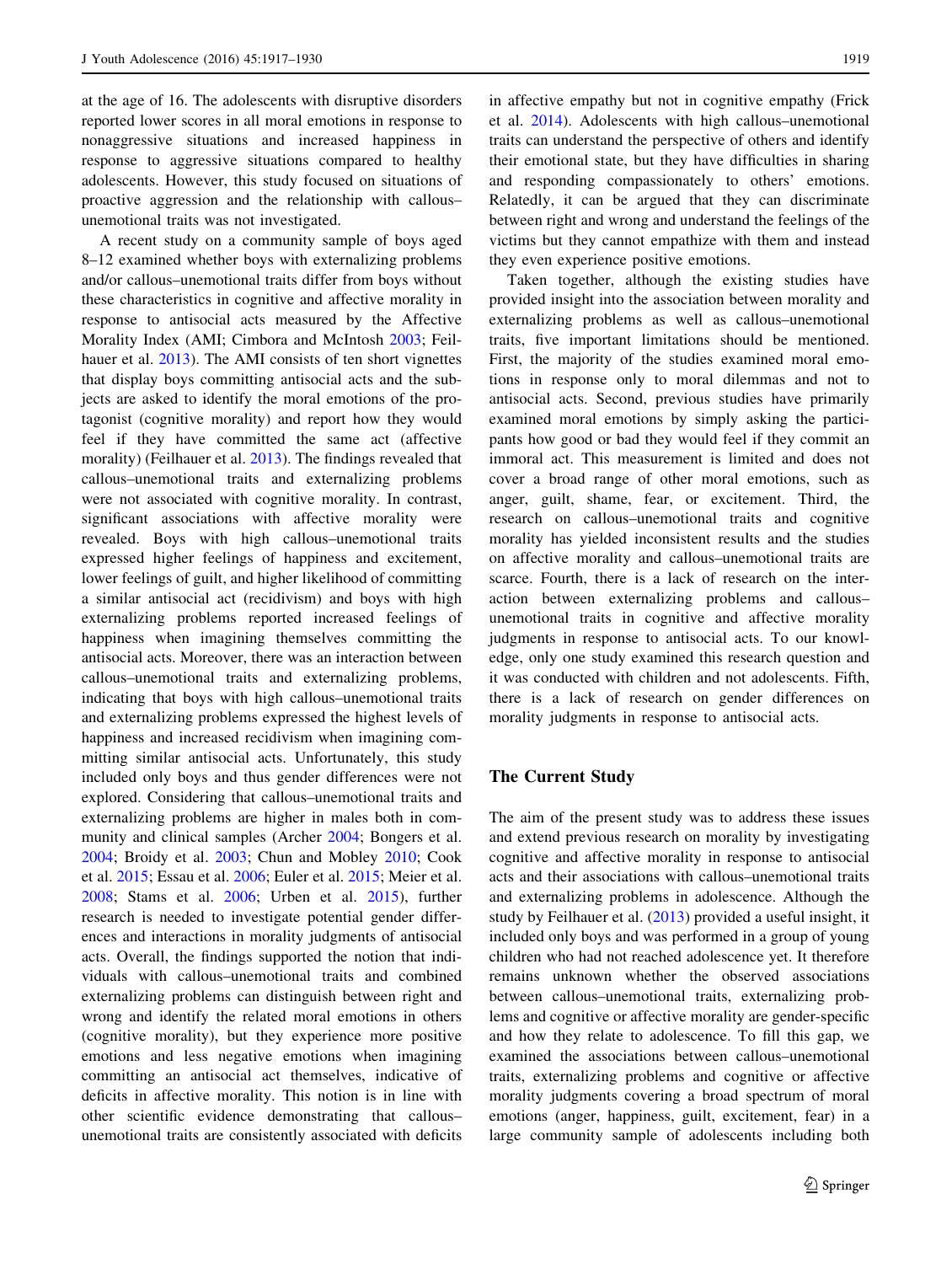at the age of 16. The adolescents with disruptive disorders reported lower scores in all moral emotions in response to nonaggressive situations and increased happiness in response to aggressive situations compared to healthy adolescents. However, this study focused on situations of proactive aggression and the relationship with callous–unemotional traits was not investigated.

A recent study on a community sample of boys aged 8–12 examined whether boys with externalizing problems and/or callous–unemotional traits differ from boys without these characteristics in cognitive and affective morality in response to antisocial acts measured by the Affective Morality Index (AMI; Cimbora and McIntosh 2003; Feilhauer et al. 2013). The AMI consists of ten short vignettes that display boys committing antisocial acts and the subjects are asked to identify the moral emotions of the protagonist (cognitive morality) and report how they would feel if they have committed the same act (affective morality) (Feilhauer et al. 2013). The findings revealed that callous–unemotional traits and externalizing problems were not associated with cognitive morality. In contrast, significant associations with affective morality were revealed. Boys with high callous–unemotional traits expressed higher feelings of happiness and excitement, lower feelings of guilt, and higher likelihood of committing a similar antisocial act (recidivism) and boys with high externalizing problems reported increased feelings of happiness when imagining themselves committing the antisocial acts. Moreover, there was an interaction between callous–unemotional traits and externalizing problems, indicating that boys with high callous–unemotional traits and externalizing problems expressed the highest levels of happiness and increased recidivism when imagining committing similar antisocial acts. Unfortunately, this study included only boys and thus gender differences were not explored. Considering that callous–unemotional traits and externalizing problems are higher in males both in community and clinical samples (Archer 2004; Bongers et al. 2004; Broidy et al. 2003; Chun and Mobley 2010; Cook et al. 2015; Essau et al. 2006; Euler et al. 2015; Meier et al. 2008; Stams et al. 2006; Urben et al. 2015), further research is needed to investigate potential gender differences and interactions in morality judgments of antisocial acts. Overall, the findings supported the notion that individuals with callous–unemotional traits and combined externalizing problems can distinguish between right and wrong and identify the related moral emotions in others (cognitive morality), but they experience more positive emotions and less negative emotions when imagining committing an antisocial act themselves, indicative of deficits in affective morality. This notion is in line with other scientific evidence demonstrating that callous–unemotional traits are consistently associated with deficits in affective empathy but not in cognitive empathy (Frick et al. 2014). Adolescents with high callous–unemotional traits can understand the perspective of others and identify their emotional state, but they have difficulties in sharing and responding compassionately to others' emotions. Relatedly, it can be argued that they can discriminate between right and wrong and understand the feelings of the victims but they cannot empathize with them and instead they even experience positive emotions.

Taken together, although the existing studies have provided insight into the association between morality and externalizing problems as well as callous–unemotional traits, five important limitations should be mentioned. First, the majority of the studies examined moral emotions in response only to moral dilemmas and not to antisocial acts. Second, previous studies have primarily examined moral emotions by simply asking the participants how good or bad they would feel if they commit an immoral act. This measurement is limited and does not cover a broad range of other moral emotions, such as anger, guilt, shame, fear, or excitement. Third, the research on callous–unemotional traits and cognitive morality has yielded inconsistent results and the studies on affective morality and callous–unemotional traits are scarce. Fourth, there is a lack of research on the interaction between externalizing problems and callous–unemotional traits in cognitive and affective morality judgments in response to antisocial acts. To our knowledge, only one study examined this research question and it was conducted with children and not adolescents. Fifth, there is a lack of research on gender differences on morality judgments in response to antisocial acts.

## The Current Study

The aim of the present study was to address these issues and extend previous research on morality by investigating cognitive and affective morality in response to antisocial acts and their associations with callous–unemotional traits and externalizing problems in adolescence. Although the study by Feilhauer et al. (2013) provided a useful insight, it included only boys and was performed in a group of young children who had not reached adolescence yet. It therefore remains unknown whether the observed associations between callous–unemotional traits, externalizing problems and cognitive or affective morality are gender-specific and how they relate to adolescence. To fill this gap, we examined the associations between callous–unemotional traits, externalizing problems and cognitive or affective morality judgments covering a broad spectrum of moral emotions (anger, happiness, guilt, excitement, fear) in a large community sample of adolescents including both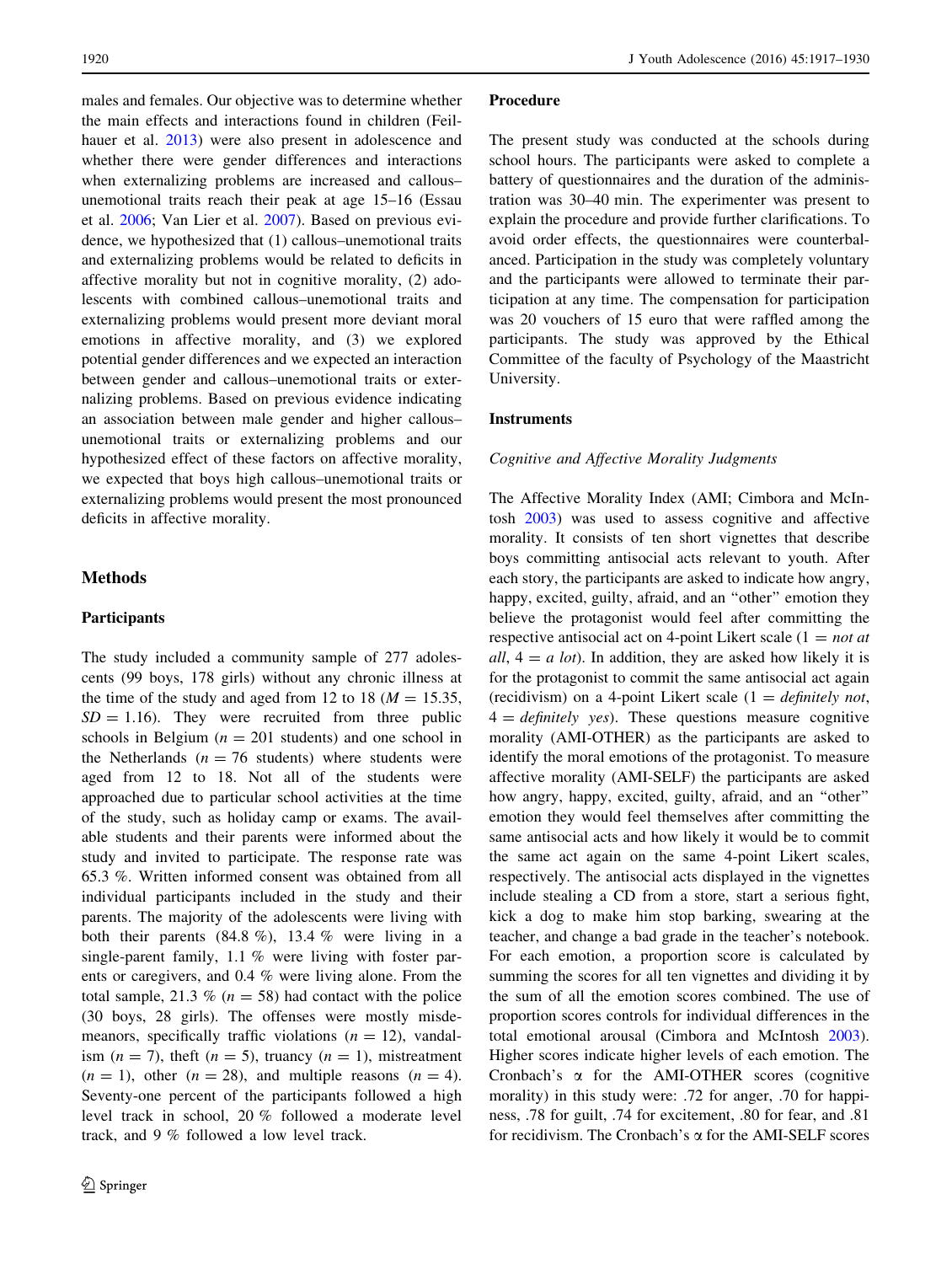males and females. Our objective was to determine whether the main effects and interactions found in children (Feilhauer et al. 2013) were also present in adolescence and whether there were gender differences and interactions when externalizing problems are increased and callous–unemotional traits reach their peak at age 15–16 (Essau et al. 2006; Van Lier et al. 2007). Based on previous evidence, we hypothesized that (1) callous–unemotional traits and externalizing problems would be related to deficits in affective morality but not in cognitive morality, (2) adolescents with combined callous–unemotional traits and externalizing problems would present more deviant moral emotions in affective morality, and (3) we explored potential gender differences and we expected an interaction between gender and callous–unemotional traits or externalizing problems. Based on previous evidence indicating an association between male gender and higher callous–unemotional traits or externalizing problems and our hypothesized effect of these factors on affective morality, we expected that boys high callous–unemotional traits or externalizing problems would present the most pronounced deficits in affective morality.

## Methods

### Participants

The study included a community sample of 277 adolescents (99 boys, 178 girls) without any chronic illness at the time of the study and aged from 12 to 18 ($M = 15.35$, $SD = 1.16$). They were recruited from three public schools in Belgium ($n = 201$ students) and one school in the Netherlands ($n = 76$ students) where students were aged from 12 to 18. Not all of the students were approached due to particular school activities at the time of the study, such as holiday camp or exams. The available students and their parents were informed about the study and invited to participate. The response rate was 65.3 %. Written informed consent was obtained from all individual participants included in the study and their parents. The majority of the adolescents were living with both their parents (84.8 %), 13.4 % were living in a single-parent family, 1.1 % were living with foster parents or caregivers, and 0.4 % were living alone. From the total sample, 21.3 % ($n = 58$) had contact with the police (30 boys, 28 girls). The offenses were mostly misdemeanors, specifically traffic violations ($n = 12$), vandalism ($n = 7$), theft ($n = 5$), truancy ($n = 1$), mistreatment ($n = 1$), other ($n = 28$), and multiple reasons ($n = 4$). Seventy-one percent of the participants followed a high level track in school, 20 % followed a moderate level track, and 9 % followed a low level track.

### Procedure

The present study was conducted at the schools during school hours. The participants were asked to complete a battery of questionnaires and the duration of the administration was 30–40 min. The experimenter was present to explain the procedure and provide further clarifications. To avoid order effects, the questionnaires were counterbalanced. Participation in the study was completely voluntary and the participants were allowed to terminate their participation at any time. The compensation for participation was 20 vouchers of 15 euro that were raffled among the participants. The study was approved by the Ethical Committee of the faculty of Psychology of the Maastricht University.

### Instruments

#### Cognitive and Affective Morality Judgments

The Affective Morality Index (AMI; Cimbora and McIntosh 2003) was used to assess cognitive and affective morality. It consists of ten short vignettes that describe boys committing antisocial acts relevant to youth. After each story, the participants are asked to indicate how angry, happy, excited, guilty, afraid, and an "other" emotion they believe the protagonist would feel after committing the respective antisocial act on 4-point Likert scale (1 = *not at all*, 4 = *a lot*). In addition, they are asked how likely it is for the protagonist to commit the same antisocial act again (recidivism) on a 4-point Likert scale (1 = *definitely not*, 4 = *definitely yes*). These questions measure cognitive morality (AMI-OTHER) as the participants are asked to identify the moral emotions of the protagonist. To measure affective morality (AMI-SELF) the participants are asked how angry, happy, excited, guilty, afraid, and an "other" emotion they would feel themselves after committing the same antisocial acts and how likely it would be to commit the same act again on the same 4-point Likert scales, respectively. The antisocial acts displayed in the vignettes include stealing a CD from a store, start a serious fight, kick a dog to make him stop barking, swearing at the teacher, and change a bad grade in the teacher's notebook. For each emotion, a proportion score is calculated by summing the scores for all ten vignettes and dividing it by the sum of all the emotion scores combined. The use of proportion scores controls for individual differences in the total emotional arousal (Cimbora and McIntosh 2003). Higher scores indicate higher levels of each emotion. The Cronbach's α for the AMI-OTHER scores (cognitive morality) in this study were: .72 for anger, .70 for happiness, .78 for guilt, .74 for excitement, .80 for fear, and .81 for recidivism. The Cronbach's α for the AMI-SELF scores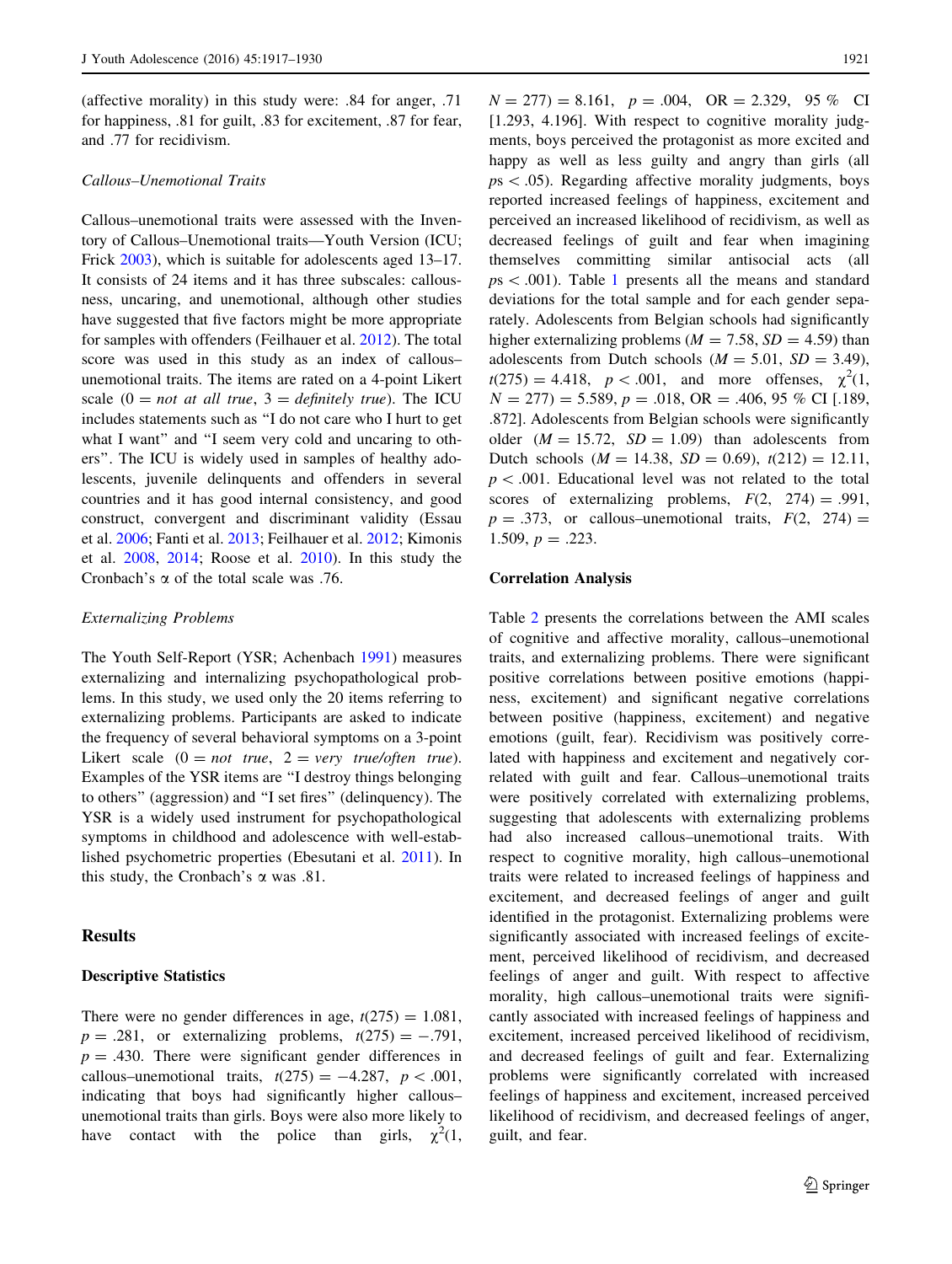(affective morality) in this study were: .84 for anger, .71 for happiness, .81 for guilt, .83 for excitement, .87 for fear, and .77 for recidivism.

### *Callous–Unemotional Traits*

Callous–unemotional traits were assessed with the Inventory of Callous–Unemotional traits—Youth Version (ICU; Frick 2003), which is suitable for adolescents aged 13–17. It consists of 24 items and it has three subscales: callousness, uncaring, and unemotional, although other studies have suggested that five factors might be more appropriate for samples with offenders (Feilhauer et al. 2012). The total score was used in this study as an index of callous–unemotional traits. The items are rated on a 4-point Likert scale (0 = *not at all true*, 3 = *definitely true*). The ICU includes statements such as "I do not care who I hurt to get what I want" and "I seem very cold and uncaring to others". The ICU is widely used in samples of healthy adolescents, juvenile delinquents and offenders in several countries and it has good internal consistency, and good construct, convergent and discriminant validity (Essau et al. 2006; Fanti et al. 2013; Feilhauer et al. 2012; Kimonis et al. 2008, 2014; Roose et al. 2010). In this study the Cronbach's $\alpha$ of the total scale was .76.

### *Externalizing Problems*

The Youth Self-Report (YSR; Achenbach 1991) measures externalizing and internalizing psychopathological problems. In this study, we used only the 20 items referring to externalizing problems. Participants are asked to indicate the frequency of several behavioral symptoms on a 3-point Likert scale (0 = *not true*, 2 = *very true/often true*). Examples of the YSR items are "I destroy things belonging to others" (aggression) and "I set fires" (delinquency). The YSR is a widely used instrument for psychopathological symptoms in childhood and adolescence with well-established psychometric properties (Ebesutani et al. 2011). In this study, the Cronbach's $\alpha$ was .81.

## Results

### Descriptive Statistics

There were no gender differences in age, $t(275) = 1.081$, $p = .281$, or externalizing problems, $t(275) = -.791$, $p = .430$. There were significant gender differences in callous–unemotional traits, $t(275) = -4.287$, $p < .001$, indicating that boys had significantly higher callous–unemotional traits than girls. Boys were also more likely to have contact with the police than girls, $\chi^2(1, N = 277) = 8.161$, $p = .004$, OR = 2.329, 95 % CI [1.293, 4.196]. With respect to cognitive morality judgments, boys perceived the protagonist as more excited and happy as well as less guilty and angry than girls (all $ps < .05$). Regarding affective morality judgments, boys reported increased feelings of happiness, excitement and perceived an increased likelihood of recidivism, as well as decreased feelings of guilt and fear when imagining themselves committing similar antisocial acts (all $ps < .001$). Table 1 presents all the means and standard deviations for the total sample and for each gender separately. Adolescents from Belgian schools had significantly higher externalizing problems ($M = 7.58$, $SD = 4.59$) than adolescents from Dutch schools ($M = 5.01$, $SD = 3.49$), $t(275) = 4.418$, $p < .001$, and more offenses, $\chi^2(1, N = 277) = 5.589$, $p = .018$, OR = .406, 95 % CI [.189, .872]. Adolescents from Belgian schools were significantly older ($M = 15.72$, $SD = 1.09$) than adolescents from Dutch schools ($M = 14.38$, $SD = 0.69$), $t(212) = 12.11$, $p < .001$. Educational level was not related to the total scores of externalizing problems, $F(2, 274) = .991$, $p = .373$, or callous–unemotional traits, $F(2, 274) = 1.509$, $p = .223$.

### Correlation Analysis

Table 2 presents the correlations between the AMI scales of cognitive and affective morality, callous–unemotional traits, and externalizing problems. There were significant positive correlations between positive emotions (happiness, excitement) and significant negative correlations between positive (happiness, excitement) and negative emotions (guilt, fear). Recidivism was positively correlated with happiness and excitement and negatively correlated with guilt and fear. Callous–unemotional traits were positively correlated with externalizing problems, suggesting that adolescents with externalizing problems had also increased callous–unemotional traits. With respect to cognitive morality, high callous–unemotional traits were related to increased feelings of happiness and excitement, and decreased feelings of anger and guilt identified in the protagonist. Externalizing problems were significantly associated with increased feelings of excitement, perceived likelihood of recidivism, and decreased feelings of anger and guilt. With respect to affective morality, high callous–unemotional traits were significantly associated with increased feelings of happiness and excitement, increased perceived likelihood of recidivism, and decreased feelings of guilt and fear. Externalizing problems were significantly correlated with increased feelings of happiness and excitement, increased perceived likelihood of recidivism, and decreased feelings of anger, guilt, and fear.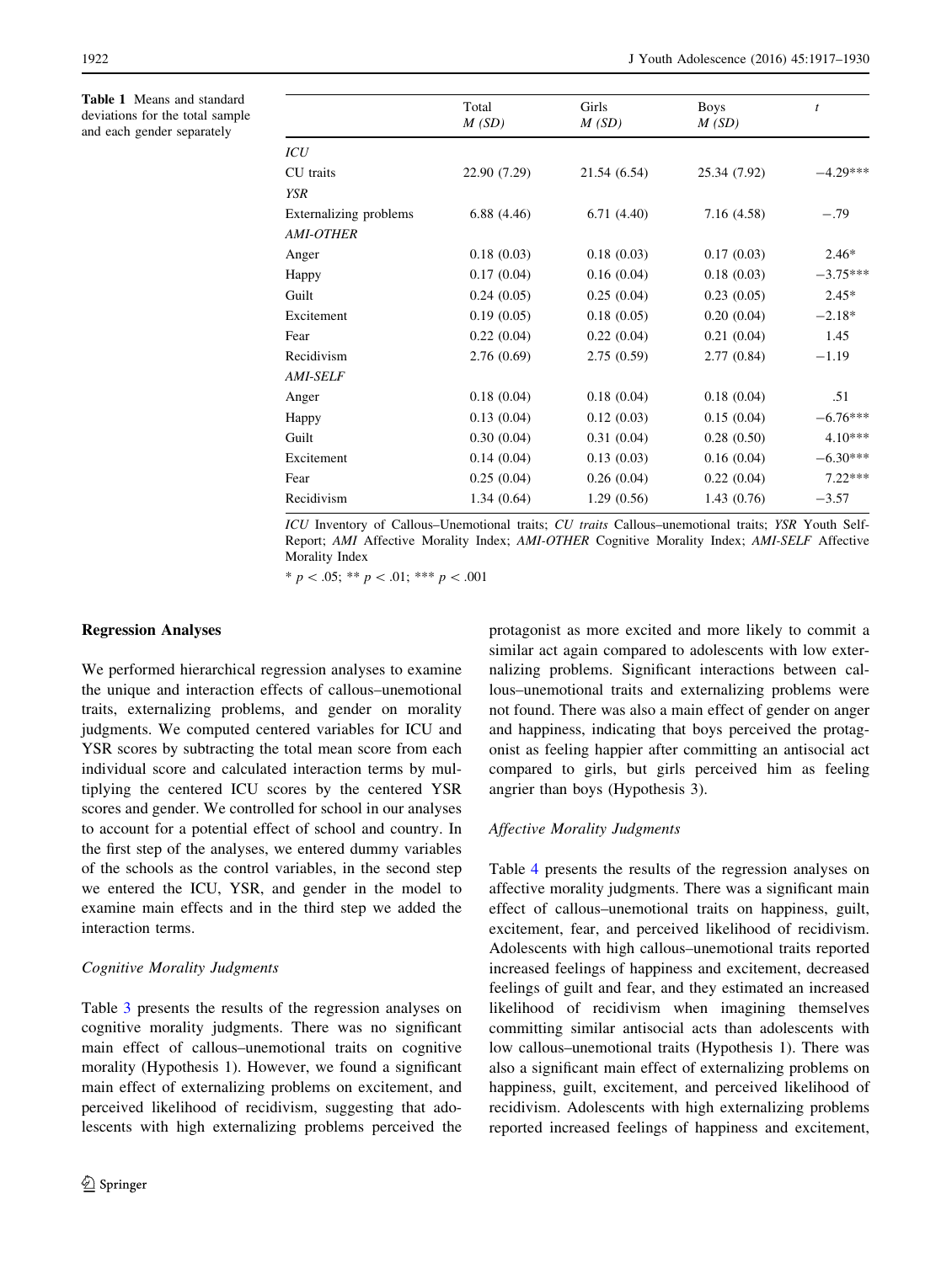**Table 1** Means and standard deviations for the total sample and each gender separately

| | Total *M (SD)* | Girls *M (SD)* | Boys *M (SD)* | *t* |
|---|---|---|---|---|
| *ICU* | | | | |
| CU traits | 22.90 (7.29) | 21.54 (6.54) | 25.34 (7.92) | −4.29*** |
| *YSR* | | | | |
| Externalizing problems | 6.88 (4.46) | 6.71 (4.40) | 7.16 (4.58) | −.79 |
| *AMI-OTHER* | | | | |
| Anger | 0.18 (0.03) | 0.18 (0.03) | 0.17 (0.03) | 2.46* |
| Happy | 0.17 (0.04) | 0.16 (0.04) | 0.18 (0.03) | −3.75*** |
| Guilt | 0.24 (0.05) | 0.25 (0.04) | 0.23 (0.05) | 2.45* |
| Excitement | 0.19 (0.05) | 0.18 (0.05) | 0.20 (0.04) | −2.18* |
| Fear | 0.22 (0.04) | 0.22 (0.04) | 0.21 (0.04) | 1.45 |
| Recidivism | 2.76 (0.69) | 2.75 (0.59) | 2.77 (0.84) | −1.19 |
| *AMI-SELF* | | | | |
| Anger | 0.18 (0.04) | 0.18 (0.04) | 0.18 (0.04) | .51 |
| Happy | 0.13 (0.04) | 0.12 (0.03) | 0.15 (0.04) | −6.76*** |
| Guilt | 0.30 (0.04) | 0.31 (0.04) | 0.28 (0.50) | 4.10*** |
| Excitement | 0.14 (0.04) | 0.13 (0.03) | 0.16 (0.04) | −6.30*** |
| Fear | 0.25 (0.04) | 0.26 (0.04) | 0.22 (0.04) | 7.22*** |
| Recidivism | 1.34 (0.64) | 1.29 (0.56) | 1.43 (0.76) | −3.57 |

*ICU* Inventory of Callous–Unemotional traits; *CU traits* Callous–unemotional traits; *YSR* Youth Self-Report; *AMI* Affective Morality Index; *AMI-OTHER* Cognitive Morality Index; *AMI-SELF* Affective Morality Index

* $p < .05$; ** $p < .01$; *** $p < .001$

### Regression Analyses

We performed hierarchical regression analyses to examine the unique and interaction effects of callous–unemotional traits, externalizing problems, and gender on morality judgments. We computed centered variables for ICU and YSR scores by subtracting the total mean score from each individual score and calculated interaction terms by multiplying the centered ICU scores by the centered YSR scores and gender. We controlled for school in our analyses to account for a potential effect of school and country. In the first step of the analyses, we entered dummy variables of the schools as the control variables, in the second step we entered the ICU, YSR, and gender in the model to examine main effects and in the third step we added the interaction terms.

#### *Cognitive Morality Judgments*

Table 3 presents the results of the regression analyses on cognitive morality judgments. There was no significant main effect of callous–unemotional traits on cognitive morality (Hypothesis 1). However, we found a significant main effect of externalizing problems on excitement, and perceived likelihood of recidivism, suggesting that adolescents with high externalizing problems perceived the protagonist as more excited and more likely to commit a similar act again compared to adolescents with low externalizing problems. Significant interactions between callous–unemotional traits and externalizing problems were not found. There was also a main effect of gender on anger and happiness, indicating that boys perceived the protagonist as feeling happier after committing an antisocial act compared to girls, but girls perceived him as feeling angrier than boys (Hypothesis 3).

#### *Affective Morality Judgments*

Table 4 presents the results of the regression analyses on affective morality judgments. There was a significant main effect of callous–unemotional traits on happiness, guilt, excitement, fear, and perceived likelihood of recidivism. Adolescents with high callous–unemotional traits reported increased feelings of happiness and excitement, decreased feelings of guilt and fear, and they estimated an increased likelihood of recidivism when imagining themselves committing similar antisocial acts than adolescents with low callous–unemotional traits (Hypothesis 1). There was also a significant main effect of externalizing problems on happiness, guilt, excitement, and perceived likelihood of recidivism. Adolescents with high externalizing problems reported increased feelings of happiness and excitement,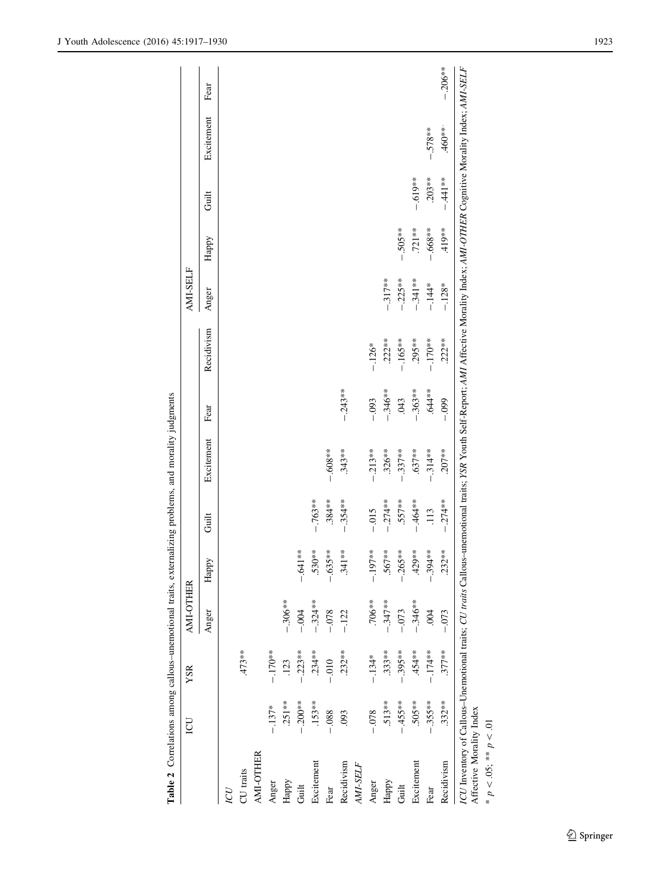**Table 2** Correlations among callous–unemotional traits, externalizing problems, and morality judgments

| | ICU | YSR | AMI-OTHER | | | | | | AMI-SELF | | | | |
|---|---|---|---|---|---|---|---|---|---|---|---|---|---|
| | | | Anger | Happy | Guilt | Excitement | Fear | Recidivism | Anger | Happy | Guilt | Excitement | Fear |
| *ICU* | | | | | | | | | | | | | |
| CU traits | | .473** | | | | | | | | | | | |
| AMI-OTHER | | | | | | | | | | | | | |
| Anger | −.137* | −.170** | | | | | | | | | | | |
| Happy | .251** | .123 | −.306** | | | | | | | | | | |
| Guilt | −.200** | −.223** | −.004 | −.641** | | | | | | | | | |
| Excitement | .153** | .234** | −.324** | .530** | −.763** | | | | | | | | |
| Fear | −.088 | −.010 | −.078 | −.635** | .384** | −.608** | | | | | | | |
| Recidivism | .093 | .232** | −.122 | .341** | −.354** | .343** | −.243** | | | | | | |
| *AMI-SELF* | | | | | | | | | | | | | |
| Anger | −.078 | −.134* | .706** | −.197** | −.015 | −.213** | −.093 | −.126* | | | | | |
| Happy | .513** | .333** | −.347** | .567** | −.274** | .326** | −.346** | .222** | −.317** | | | | |
| Guilt | −.455** | −.395** | −.073 | −.265** | .557** | −.337** | .043 | −.165** | −.225** | −.505** | | | |
| Excitement | .505** | .454** | −.346** | .429** | −.464** | .637** | −.363** | .295** | −.341** | .721** | −.619** | | |
| Fear | −.355** | −.174** | .004 | −.394** | .113 | −.314** | .644** | −.170** | −.144* | −.668** | .203** | −.578** | |
| Recidivism | .332** | .377** | −.073 | .232** | −.274** | .207** | −.099 | .222** | −.128* | .419** | −.441** | .460** | −.206** |

*ICU* Inventory of Callous–Unemotional traits; *CU traits* Callous–unemotional traits; *YSR* Youth Self-Report; *AMI* Affective Morality Index; *AMI-OTHER* Cognitive Morality Index; *AMI-SELF* Affective Morality Index

\* $p < .05$; \*\* $p < .01$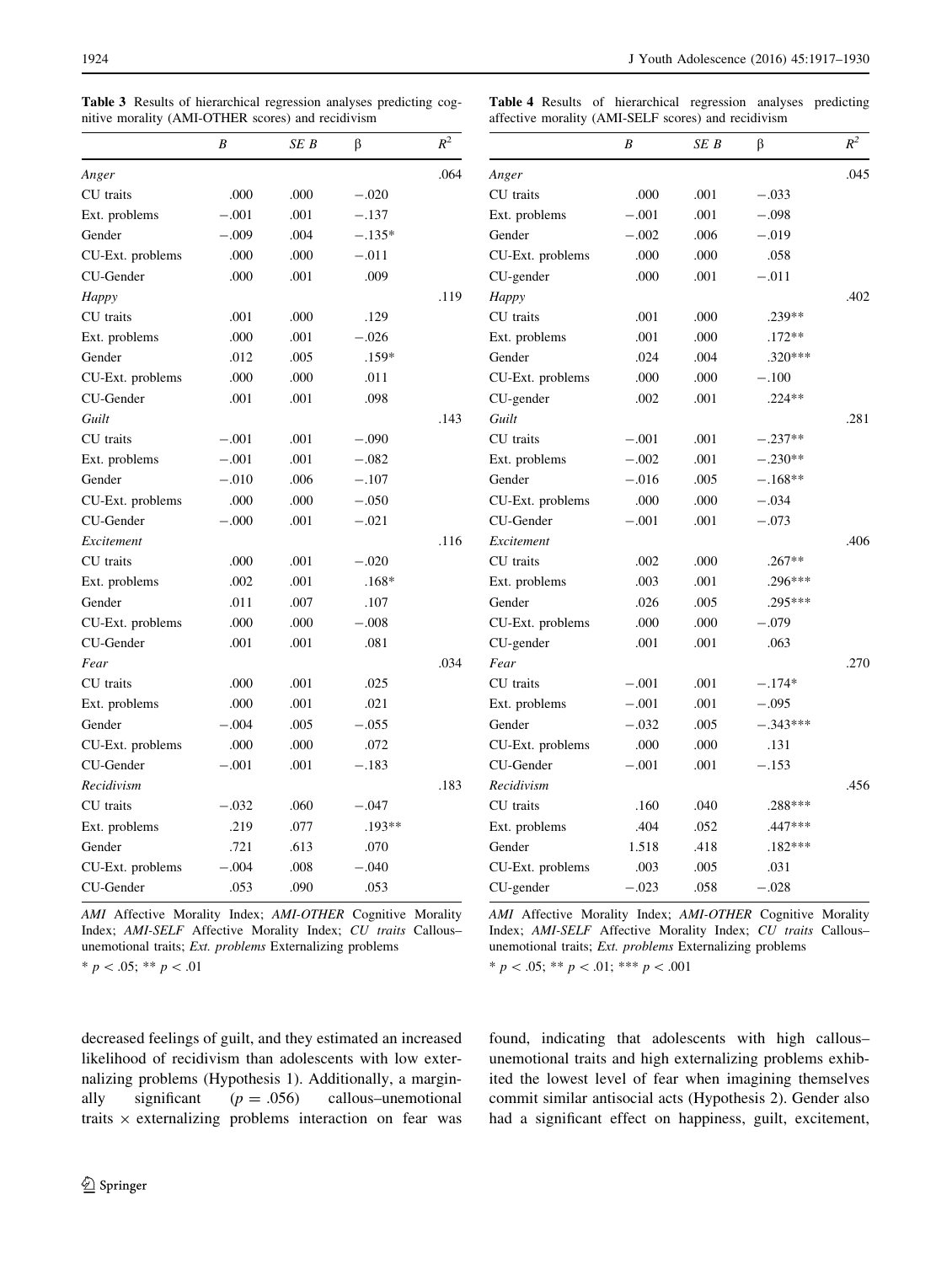**Table 3** Results of hierarchical regression analyses predicting cognitive morality (AMI-OTHER scores) and recidivism

| | *B* | *SE B* | β | $R^2$ |
|---|---|---|---|---|
| *Anger* | | | | .064 |
| CU traits | .000 | .000 | −.020 | |
| Ext. problems | −.001 | .001 | −.137 | |
| Gender | −.009 | .004 | −.135* | |
| CU-Ext. problems | .000 | .000 | −.011 | |
| CU-Gender | .000 | .001 | .009 | |
| *Happy* | | | | .119 |
| CU traits | .001 | .000 | .129 | |
| Ext. problems | .000 | .001 | −.026 | |
| Gender | .012 | .005 | .159* | |
| CU-Ext. problems | .000 | .000 | .011 | |
| CU-Gender | .001 | .001 | .098 | |
| *Guilt* | | | | .143 |
| CU traits | −.001 | .001 | −.090 | |
| Ext. problems | −.001 | .001 | −.082 | |
| Gender | −.010 | .006 | −.107 | |
| CU-Ext. problems | .000 | .000 | −.050 | |
| CU-Gender | −.000 | .001 | −.021 | |
| *Excitement* | | | | .116 |
| CU traits | .000 | .001 | −.020 | |
| Ext. problems | .002 | .001 | .168* | |
| Gender | .011 | .007 | .107 | |
| CU-Ext. problems | .000 | .000 | −.008 | |
| CU-Gender | .001 | .001 | .081 | |
| *Fear* | | | | .034 |
| CU traits | .000 | .001 | .025 | |
| Ext. problems | .000 | .001 | .021 | |
| Gender | −.004 | .005 | −.055 | |
| CU-Ext. problems | .000 | .000 | .072 | |
| CU-Gender | −.001 | .001 | −.183 | |
| *Recidivism* | | | | .183 |
| CU traits | −.032 | .060 | −.047 | |
| Ext. problems | .219 | .077 | .193** | |
| Gender | .721 | .613 | .070 | |
| CU-Ext. problems | −.004 | .008 | −.040 | |
| CU-Gender | .053 | .090 | .053 | |

*AMI* Affective Morality Index; *AMI-OTHER* Cognitive Morality Index; *AMI-SELF* Affective Morality Index; *CU traits* Callous–unemotional traits; *Ext. problems* Externalizing problems

* $p < .05$; ** $p < .01$

**Table 4** Results of hierarchical regression analyses predicting affective morality (AMI-SELF scores) and recidivism

| | *B* | *SE B* | β | $R^2$ |
|---|---|---|---|---|
| *Anger* | | | | .045 |
| CU traits | .000 | .001 | −.033 | |
| Ext. problems | −.001 | .001 | −.098 | |
| Gender | −.002 | .006 | −.019 | |
| CU-Ext. problems | .000 | .000 | .058 | |
| CU-gender | .000 | .001 | −.011 | |
| *Happy* | | | | .402 |
| CU traits | .001 | .000 | .239** | |
| Ext. problems | .001 | .000 | .172** | |
| Gender | .024 | .004 | .320*** | |
| CU-Ext. problems | .000 | .000 | −.100 | |
| CU-gender | .002 | .001 | .224** | |
| *Guilt* | | | | .281 |
| CU traits | −.001 | .001 | −.237** | |
| Ext. problems | −.002 | .001 | −.230** | |
| Gender | −.016 | .005 | −.168** | |
| CU-Ext. problems | .000 | .000 | −.034 | |
| CU-Gender | −.001 | .001 | −.073 | |
| *Excitement* | | | | .406 |
| CU traits | .002 | .000 | .267** | |
| Ext. problems | .003 | .001 | .296*** | |
| Gender | .026 | .005 | .295*** | |
| CU-Ext. problems | .000 | .000 | −.079 | |
| CU-gender | .001 | .001 | .063 | |
| *Fear* | | | | .270 |
| CU traits | −.001 | .001 | −.174* | |
| Ext. problems | −.001 | .001 | −.095 | |
| Gender | −.032 | .005 | −.343*** | |
| CU-Ext. problems | .000 | .000 | .131 | |
| CU-Gender | −.001 | .001 | −.153 | |
| *Recidivism* | | | | .456 |
| CU traits | .160 | .040 | .288*** | |
| Ext. problems | .404 | .052 | .447*** | |
| Gender | 1.518 | .418 | .182*** | |
| CU-Ext. problems | .003 | .005 | .031 | |
| CU-gender | −.023 | .058 | −.028 | |

*AMI* Affective Morality Index; *AMI-OTHER* Cognitive Morality Index; *AMI-SELF* Affective Morality Index; *CU traits* Callous–unemotional traits; *Ext. problems* Externalizing problems

* $p < .05$; ** $p < .01$; *** $p < .001$

decreased feelings of guilt, and they estimated an increased likelihood of recidivism than adolescents with low externalizing problems (Hypothesis 1). Additionally, a marginally significant ($p = .056$) callous–unemotional traits × externalizing problems interaction on fear was found, indicating that adolescents with high callous–unemotional traits and high externalizing problems exhibited the lowest level of fear when imagining themselves commit similar antisocial acts (Hypothesis 2). Gender also had a significant effect on happiness, guilt, excitement,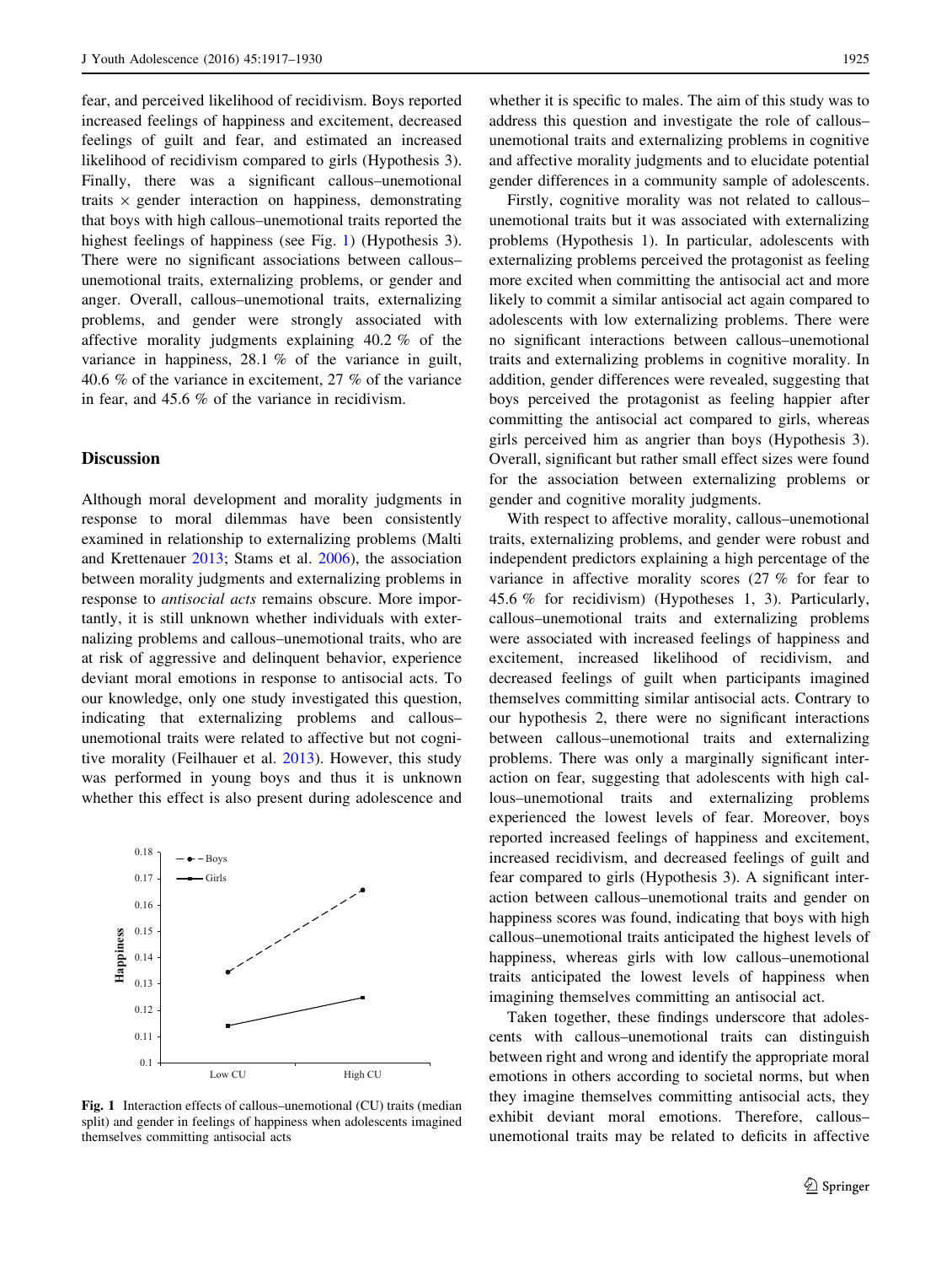fear, and perceived likelihood of recidivism. Boys reported increased feelings of happiness and excitement, decreased feelings of guilt and fear, and estimated an increased likelihood of recidivism compared to girls (Hypothesis 3). Finally, there was a significant callous–unemotional traits × gender interaction on happiness, demonstrating that boys with high callous–unemotional traits reported the highest feelings of happiness (see Fig. 1) (Hypothesis 3). There were no significant associations between callous–unemotional traits, externalizing problems, or gender and anger. Overall, callous–unemotional traits, externalizing problems, and gender were strongly associated with affective morality judgments explaining 40.2 % of the variance in happiness, 28.1 % of the variance in guilt, 40.6 % of the variance in excitement, 27 % of the variance in fear, and 45.6 % of the variance in recidivism.

## Discussion

Although moral development and morality judgments in response to moral dilemmas have been consistently examined in relationship to externalizing problems (Malti and Krettenauer 2013; Stams et al. 2006), the association between morality judgments and externalizing problems in response to *antisocial acts* remains obscure. More importantly, it is still unknown whether individuals with externalizing problems and callous–unemotional traits, who are at risk of aggressive and delinquent behavior, experience deviant moral emotions in response to antisocial acts. To our knowledge, only one study investigated this question, indicating that externalizing problems and callous–unemotional traits were related to affective but not cognitive morality (Feilhauer et al. 2013). However, this study was performed in young boys and thus it is unknown whether this effect is also present during adolescence and whether it is specific to males. The aim of this study was to address this question and investigate the role of callous–unemotional traits and externalizing problems in cognitive and affective morality judgments and to elucidate potential gender differences in a community sample of adolescents.

Fig. 1 Interaction effects of callous–unemotional (CU) traits (median split) and gender in feelings of happiness when adolescents imagined themselves committing antisocial acts

Firstly, cognitive morality was not related to callous–unemotional traits but it was associated with externalizing problems (Hypothesis 1). In particular, adolescents with externalizing problems perceived the protagonist as feeling more excited when committing the antisocial act and more likely to commit a similar antisocial act again compared to adolescents with low externalizing problems. There were no significant interactions between callous–unemotional traits and externalizing problems in cognitive morality. In addition, gender differences were revealed, suggesting that boys perceived the protagonist as feeling happier after committing the antisocial act compared to girls, whereas girls perceived him as angrier than boys (Hypothesis 3). Overall, significant but rather small effect sizes were found for the association between externalizing problems or gender and cognitive morality judgments.

With respect to affective morality, callous–unemotional traits, externalizing problems, and gender were robust and independent predictors explaining a high percentage of the variance in affective morality scores (27 % for fear to 45.6 % for recidivism) (Hypotheses 1, 3). Particularly, callous–unemotional traits and externalizing problems were associated with increased feelings of happiness and excitement, increased likelihood of recidivism, and decreased feelings of guilt when participants imagined themselves committing similar antisocial acts. Contrary to our hypothesis 2, there were no significant interactions between callous–unemotional traits and externalizing problems. There was only a marginally significant interaction on fear, suggesting that adolescents with high callous–unemotional traits and externalizing problems experienced the lowest levels of fear. Moreover, boys reported increased feelings of happiness and excitement, increased recidivism, and decreased feelings of guilt and fear compared to girls (Hypothesis 3). A significant interaction between callous–unemotional traits and gender on happiness scores was found, indicating that boys with high callous–unemotional traits anticipated the highest levels of happiness, whereas girls with low callous–unemotional traits anticipated the lowest levels of happiness when imagining themselves committing an antisocial act.

Taken together, these findings underscore that adolescents with callous–unemotional traits can distinguish between right and wrong and identify the appropriate moral emotions in others according to societal norms, but when they imagine themselves committing antisocial acts, they exhibit deviant moral emotions. Therefore, callous–unemotional traits may be related to deficits in affective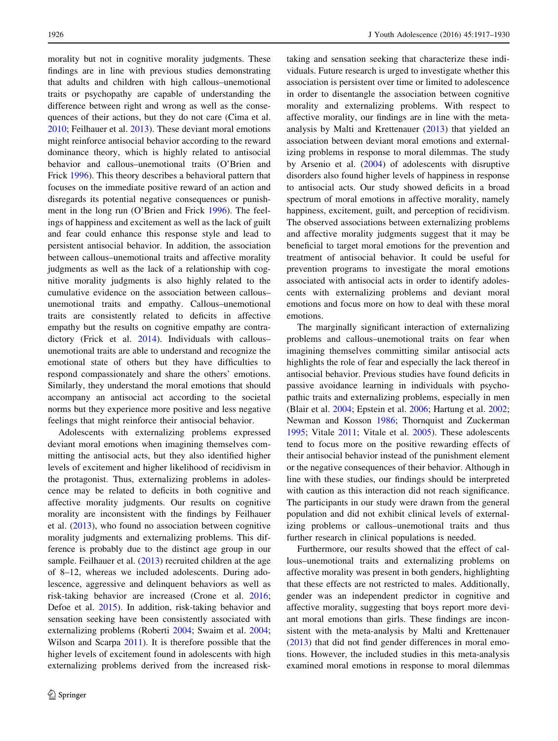morality but not in cognitive morality judgments. These findings are in line with previous studies demonstrating that adults and children with high callous–unemotional traits or psychopathy are capable of understanding the difference between right and wrong as well as the consequences of their actions, but they do not care (Cima et al. 2010; Feilhauer et al. 2013). These deviant moral emotions might reinforce antisocial behavior according to the reward dominance theory, which is highly related to antisocial behavior and callous–unemotional traits (O'Brien and Frick 1996). This theory describes a behavioral pattern that focuses on the immediate positive reward of an action and disregards its potential negative consequences or punishment in the long run (O'Brien and Frick 1996). The feelings of happiness and excitement as well as the lack of guilt and fear could enhance this response style and lead to persistent antisocial behavior. In addition, the association between callous–unemotional traits and affective morality judgments as well as the lack of a relationship with cognitive morality judgments is also highly related to the cumulative evidence on the association between callous–unemotional traits and empathy. Callous–unemotional traits are consistently related to deficits in affective empathy but the results on cognitive empathy are contradictory (Frick et al. 2014). Individuals with callous–unemotional traits are able to understand and recognize the emotional state of others but they have difficulties to respond compassionately and share the others' emotions. Similarly, they understand the moral emotions that should accompany an antisocial act according to the societal norms but they experience more positive and less negative feelings that might reinforce their antisocial behavior.

Adolescents with externalizing problems expressed deviant moral emotions when imagining themselves committing the antisocial acts, but they also identified higher levels of excitement and higher likelihood of recidivism in the protagonist. Thus, externalizing problems in adolescence may be related to deficits in both cognitive and affective morality judgments. Our results on cognitive morality are inconsistent with the findings by Feilhauer et al. (2013), who found no association between cognitive morality judgments and externalizing problems. This difference is probably due to the distinct age group in our sample. Feilhauer et al. (2013) recruited children at the age of 8–12, whereas we included adolescents. During adolescence, aggressive and delinquent behaviors as well as risk-taking behavior are increased (Crone et al. 2016; Defoe et al. 2015). In addition, risk-taking behavior and sensation seeking have been consistently associated with externalizing problems (Roberti 2004; Swaim et al. 2004; Wilson and Scarpa 2011). It is therefore possible that the higher levels of excitement found in adolescents with high externalizing problems derived from the increased risk-taking and sensation seeking that characterize these individuals. Future research is urged to investigate whether this association is persistent over time or limited to adolescence in order to disentangle the association between cognitive morality and externalizing problems. With respect to affective morality, our findings are in line with the meta-analysis by Malti and Krettenauer (2013) that yielded an association between deviant moral emotions and externalizing problems in response to moral dilemmas. The study by Arsenio et al. (2004) of adolescents with disruptive disorders also found higher levels of happiness in response to antisocial acts. Our study showed deficits in a broad spectrum of moral emotions in affective morality, namely happiness, excitement, guilt, and perception of recidivism. The observed associations between externalizing problems and affective morality judgments suggest that it may be beneficial to target moral emotions for the prevention and treatment of antisocial behavior. It could be useful for prevention programs to investigate the moral emotions associated with antisocial acts in order to identify adolescents with externalizing problems and deviant moral emotions and focus more on how to deal with these moral emotions.

The marginally significant interaction of externalizing problems and callous–unemotional traits on fear when imagining themselves committing similar antisocial acts highlights the role of fear and especially the lack thereof in antisocial behavior. Previous studies have found deficits in passive avoidance learning in individuals with psychopathic traits and externalizing problems, especially in men (Blair et al. 2004; Epstein et al. 2006; Hartung et al. 2002; Newman and Kosson 1986; Thornquist and Zuckerman 1995; Vitale 2011; Vitale et al. 2005). These adolescents tend to focus more on the positive rewarding effects of their antisocial behavior instead of the punishment element or the negative consequences of their behavior. Although in line with these studies, our findings should be interpreted with caution as this interaction did not reach significance. The participants in our study were drawn from the general population and did not exhibit clinical levels of externalizing problems or callous–unemotional traits and thus further research in clinical populations is needed.

Furthermore, our results showed that the effect of callous–unemotional traits and externalizing problems on affective morality was present in both genders, highlighting that these effects are not restricted to males. Additionally, gender was an independent predictor in cognitive and affective morality, suggesting that boys report more deviant moral emotions than girls. These findings are inconsistent with the meta-analysis by Malti and Krettenauer (2013) that did not find gender differences in moral emotions. However, the included studies in this meta-analysis examined moral emotions in response to moral dilemmas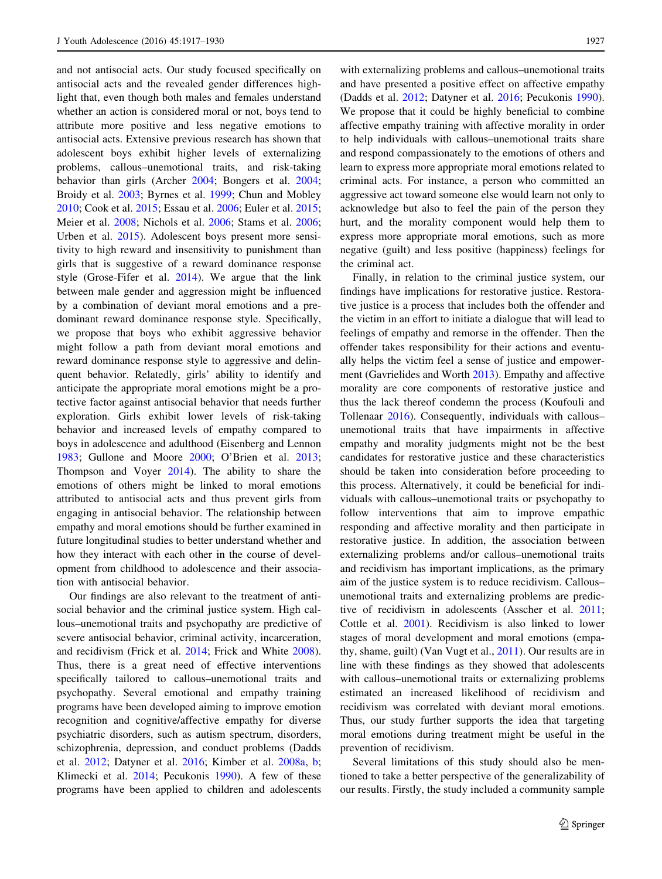and not antisocial acts. Our study focused specifically on antisocial acts and the revealed gender differences highlight that, even though both males and females understand whether an action is considered moral or not, boys tend to attribute more positive and less negative emotions to antisocial acts. Extensive previous research has shown that adolescent boys exhibit higher levels of externalizing problems, callous–unemotional traits, and risk-taking behavior than girls (Archer 2004; Bongers et al. 2004; Broidy et al. 2003; Byrnes et al. 1999; Chun and Mobley 2010; Cook et al. 2015; Essau et al. 2006; Euler et al. 2015; Meier et al. 2008; Nichols et al. 2006; Stams et al. 2006; Urben et al. 2015). Adolescent boys present more sensitivity to high reward and insensitivity to punishment than girls that is suggestive of a reward dominance response style (Grose-Fifer et al. 2014). We argue that the link between male gender and aggression might be influenced by a combination of deviant moral emotions and a predominant reward dominance response style. Specifically, we propose that boys who exhibit aggressive behavior might follow a path from deviant moral emotions and reward dominance response style to aggressive and delinquent behavior. Relatedly, girls' ability to identify and anticipate the appropriate moral emotions might be a protective factor against antisocial behavior that needs further exploration. Girls exhibit lower levels of risk-taking behavior and increased levels of empathy compared to boys in adolescence and adulthood (Eisenberg and Lennon 1983; Gullone and Moore 2000; O'Brien et al. 2013; Thompson and Voyer 2014). The ability to share the emotions of others might be linked to moral emotions attributed to antisocial acts and thus prevent girls from engaging in antisocial behavior. The relationship between empathy and moral emotions should be further examined in future longitudinal studies to better understand whether and how they interact with each other in the course of development from childhood to adolescence and their association with antisocial behavior.

Our findings are also relevant to the treatment of antisocial behavior and the criminal justice system. High callous–unemotional traits and psychopathy are predictive of severe antisocial behavior, criminal activity, incarceration, and recidivism (Frick et al. 2014; Frick and White 2008). Thus, there is a great need of effective interventions specifically tailored to callous–unemotional traits and psychopathy. Several emotional and empathy training programs have been developed aiming to improve emotion recognition and cognitive/affective empathy for diverse psychiatric disorders, such as autism spectrum, disorders, schizophrenia, depression, and conduct problems (Dadds et al. 2012; Datyner et al. 2016; Kimber et al. 2008a, b; Klimecki et al. 2014; Pecukonis 1990). A few of these programs have been applied to children and adolescents with externalizing problems and callous–unemotional traits and have presented a positive effect on affective empathy (Dadds et al. 2012; Datyner et al. 2016; Pecukonis 1990). We propose that it could be highly beneficial to combine affective empathy training with affective morality in order to help individuals with callous–unemotional traits share and respond compassionately to the emotions of others and learn to express more appropriate moral emotions related to criminal acts. For instance, a person who committed an aggressive act toward someone else would learn not only to acknowledge but also to feel the pain of the person they hurt, and the morality component would help them to express more appropriate moral emotions, such as more negative (guilt) and less positive (happiness) feelings for the criminal act.

Finally, in relation to the criminal justice system, our findings have implications for restorative justice. Restorative justice is a process that includes both the offender and the victim in an effort to initiate a dialogue that will lead to feelings of empathy and remorse in the offender. Then the offender takes responsibility for their actions and eventually helps the victim feel a sense of justice and empowerment (Gavrielides and Worth 2013). Empathy and affective morality are core components of restorative justice and thus the lack thereof condemn the process (Koufouli and Tollenaar 2016). Consequently, individuals with callous–unemotional traits that have impairments in affective empathy and morality judgments might not be the best candidates for restorative justice and these characteristics should be taken into consideration before proceeding to this process. Alternatively, it could be beneficial for individuals with callous–unemotional traits or psychopathy to follow interventions that aim to improve empathic responding and affective morality and then participate in restorative justice. In addition, the association between externalizing problems and/or callous–unemotional traits and recidivism has important implications, as the primary aim of the justice system is to reduce recidivism. Callous–unemotional traits and externalizing problems are predictive of recidivism in adolescents (Asscher et al. 2011; Cottle et al. 2001). Recidivism is also linked to lower stages of moral development and moral emotions (empathy, shame, guilt) (Van Vugt et al., 2011). Our results are in line with these findings as they showed that adolescents with callous–unemotional traits or externalizing problems estimated an increased likelihood of recidivism and recidivism was correlated with deviant moral emotions. Thus, our study further supports the idea that targeting moral emotions during treatment might be useful in the prevention of recidivism.

Several limitations of this study should also be mentioned to take a better perspective of the generalizability of our results. Firstly, the study included a community sample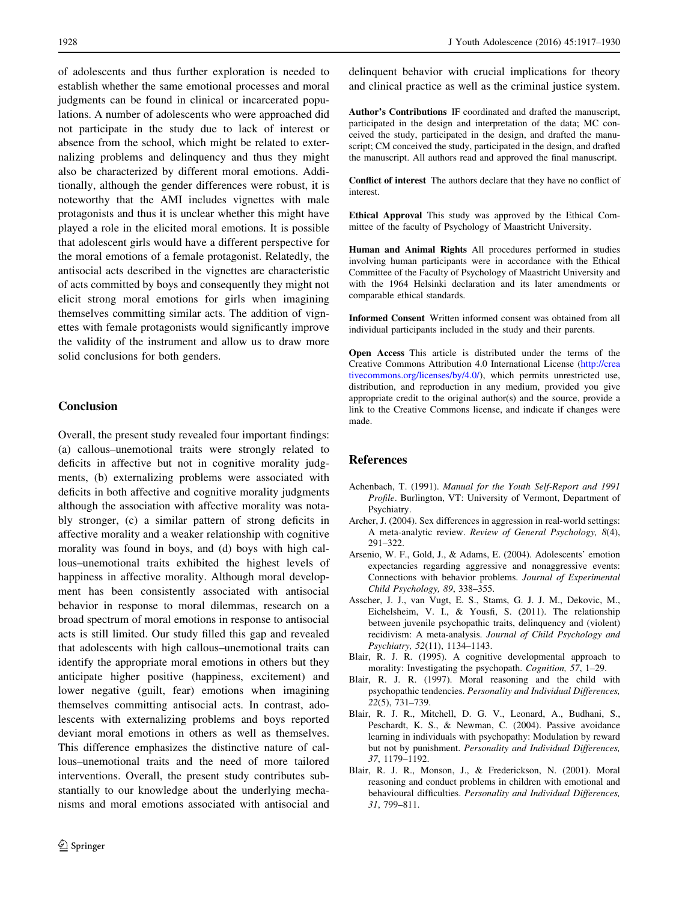of adolescents and thus further exploration is needed to establish whether the same emotional processes and moral judgments can be found in clinical or incarcerated populations. A number of adolescents who were approached did not participate in the study due to lack of interest or absence from the school, which might be related to externalizing problems and delinquency and thus they might also be characterized by different moral emotions. Additionally, although the gender differences were robust, it is noteworthy that the AMI includes vignettes with male protagonists and thus it is unclear whether this might have played a role in the elicited moral emotions. It is possible that adolescent girls would have a different perspective for the moral emotions of a female protagonist. Relatedly, the antisocial acts described in the vignettes are characteristic of acts committed by boys and consequently they might not elicit strong moral emotions for girls when imagining themselves committing similar acts. The addition of vignettes with female protagonists would significantly improve the validity of the instrument and allow us to draw more solid conclusions for both genders.

## Conclusion

Overall, the present study revealed four important findings: (a) callous–unemotional traits were strongly related to deficits in affective but not in cognitive morality judgments, (b) externalizing problems were associated with deficits in both affective and cognitive morality judgments although the association with affective morality was notably stronger, (c) a similar pattern of strong deficits in affective morality and a weaker relationship with cognitive morality was found in boys, and (d) boys with high callous–unemotional traits exhibited the highest levels of happiness in affective morality. Although moral development has been consistently associated with antisocial behavior in response to moral dilemmas, research on a broad spectrum of moral emotions in response to antisocial acts is still limited. Our study filled this gap and revealed that adolescents with high callous–unemotional traits can identify the appropriate moral emotions in others but they anticipate higher positive (happiness, excitement) and lower negative (guilt, fear) emotions when imagining themselves committing antisocial acts. In contrast, adolescents with externalizing problems and boys reported deviant moral emotions in others as well as themselves. This difference emphasizes the distinctive nature of callous–unemotional traits and the need of more tailored interventions. Overall, the present study contributes substantially to our knowledge about the underlying mechanisms and moral emotions associated with antisocial and delinquent behavior with crucial implications for theory and clinical practice as well as the criminal justice system.

**Author's Contributions** IF coordinated and drafted the manuscript, participated in the design and interpretation of the data; MC conceived the study, participated in the design, and drafted the manuscript; CM conceived the study, participated in the design, and drafted the manuscript. All authors read and approved the final manuscript.

**Conflict of interest** The authors declare that they have no conflict of interest.

**Ethical Approval** This study was approved by the Ethical Committee of the faculty of Psychology of Maastricht University.

**Human and Animal Rights** All procedures performed in studies involving human participants were in accordance with the Ethical Committee of the Faculty of Psychology of Maastricht University and with the 1964 Helsinki declaration and its later amendments or comparable ethical standards.

**Informed Consent** Written informed consent was obtained from all individual participants included in the study and their parents.

**Open Access** This article is distributed under the terms of the Creative Commons Attribution 4.0 International License (http://creativecommons.org/licenses/by/4.0/), which permits unrestricted use, distribution, and reproduction in any medium, provided you give appropriate credit to the original author(s) and the source, provide a link to the Creative Commons license, and indicate if changes were made.

## References

Achenbach, T. (1991). *Manual for the Youth Self-Report and 1991 Profile*. Burlington, VT: University of Vermont, Department of Psychiatry.

Archer, J. (2004). Sex differences in aggression in real-world settings: A meta-analytic review. *Review of General Psychology, 8*(4), 291–322.

Arsenio, W. F., Gold, J., & Adams, E. (2004). Adolescents' emotion expectancies regarding aggressive and nonaggressive events: Connections with behavior problems. *Journal of Experimental Child Psychology, 89*, 338–355.

Asscher, J. J., van Vugt, E. S., Stams, G. J. J. M., Dekovic, M., Eichelsheim, V. I., & Yousfi, S. (2011). The relationship between juvenile psychopathic traits, delinquency and (violent) recidivism: A meta-analysis. *Journal of Child Psychology and Psychiatry, 52*(11), 1134–1143.

Blair, R. J. R. (1995). A cognitive developmental approach to morality: Investigating the psychopath. *Cognition, 57*, 1–29.

Blair, R. J. R. (1997). Moral reasoning and the child with psychopathic tendencies. *Personality and Individual Differences, 22*(5), 731–739.

Blair, R. J. R., Mitchell, D. G. V., Leonard, A., Budhani, S., Peschardt, K. S., & Newman, C. (2004). Passive avoidance learning in individuals with psychopathy: Modulation by reward but not by punishment. *Personality and Individual Differences, 37*, 1179–1192.

Blair, R. J. R., Monson, J., & Fredericksen, N. (2001). Moral reasoning and conduct problems in children with emotional and behavioural difficulties. *Personality and Individual Differences, 31*, 799–811.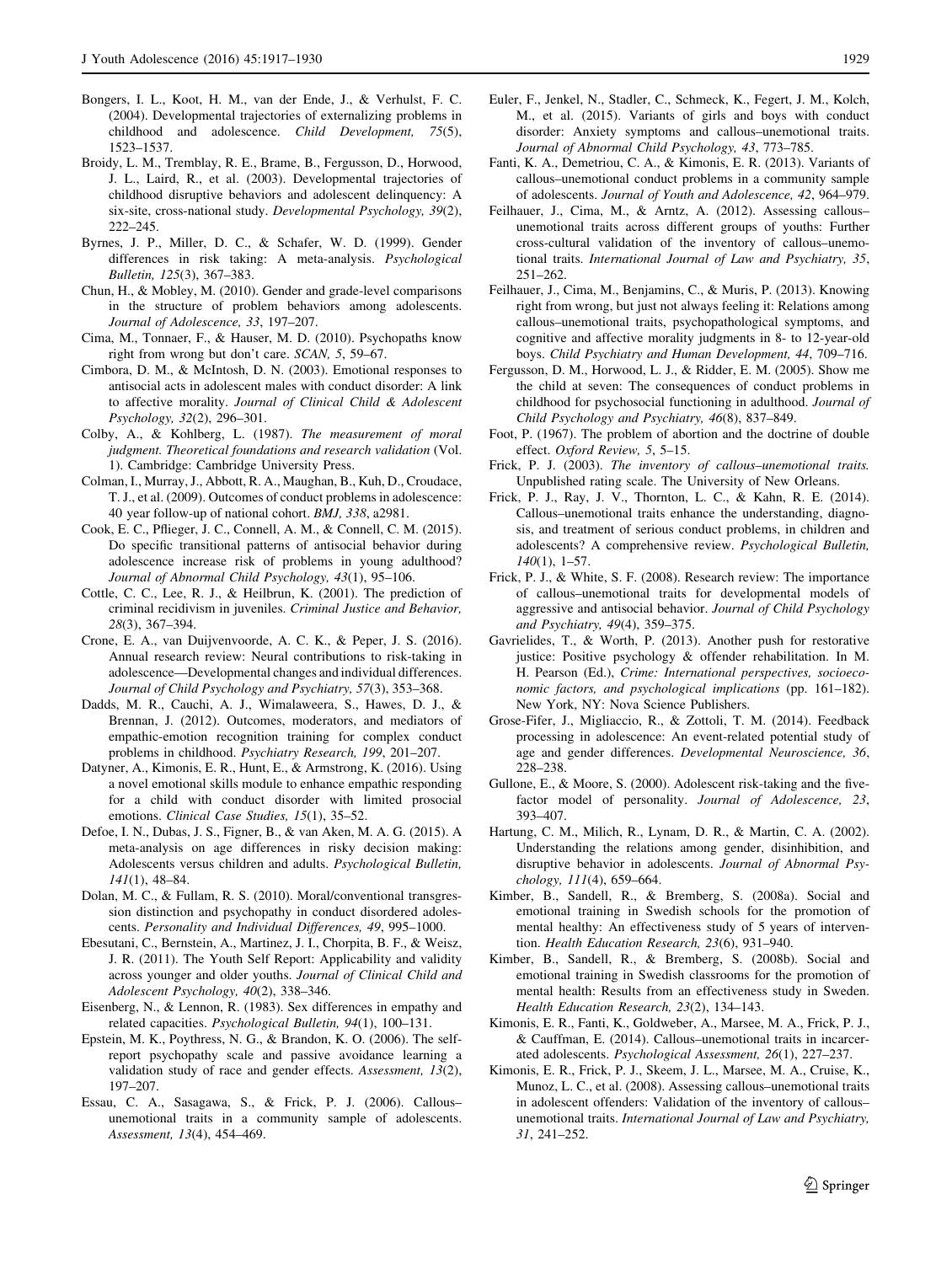Bongers, I. L., Koot, H. M., van der Ende, J., & Verhulst, F. C. (2004). Developmental trajectories of externalizing problems in childhood and adolescence. *Child Development, 75*(5), 1523–1537.

Broidy, L. M., Tremblay, R. E., Brame, B., Fergusson, D., Horwood, J. L., Laird, R., et al. (2003). Developmental trajectories of childhood disruptive behaviors and adolescent delinquency: A six-site, cross-national study. *Developmental Psychology, 39*(2), 222–245.

Byrnes, J. P., Miller, D. C., & Schafer, W. D. (1999). Gender differences in risk taking: A meta-analysis. *Psychological Bulletin, 125*(3), 367–383.

Chun, H., & Mobley, M. (2010). Gender and grade-level comparisons in the structure of problem behaviors among adolescents. *Journal of Adolescence, 33*, 197–207.

Cima, M., Tonnaer, F., & Hauser, M. D. (2010). Psychopaths know right from wrong but don't care. *SCAN, 5*, 59–67.

Cimbora, D. M., & McIntosh, D. N. (2003). Emotional responses to antisocial acts in adolescent males with conduct disorder: A link to affective morality. *Journal of Clinical Child & Adolescent Psychology, 32*(2), 296–301.

Colby, A., & Kohlberg, L. (1987). *The measurement of moral judgment. Theoretical foundations and research validation* (Vol. 1). Cambridge: Cambridge University Press.

Colman, I., Murray, J., Abbott, R. A., Maughan, B., Kuh, D., Croudace, T. J., et al. (2009). Outcomes of conduct problems in adolescence: 40 year follow-up of national cohort. *BMJ, 338*, a2981.

Cook, E. C., Pflieger, J. C., Connell, A. M., & Connell, C. M. (2015). Do specific transitional patterns of antisocial behavior during adolescence increase risk of problems in young adulthood? *Journal of Abnormal Child Psychology, 43*(1), 95–106.

Cottle, C. C., Lee, R. J., & Heilbrun, K. (2001). The prediction of criminal recidivism in juveniles. *Criminal Justice and Behavior, 28*(3), 367–394.

Crone, E. A., van Duijvenvoorde, A. C. K., & Peper, J. S. (2016). Annual research review: Neural contributions to risk-taking in adolescence—Developmental changes and individual differences. *Journal of Child Psychology and Psychiatry, 57*(3), 353–368.

Dadds, M. R., Cauchi, A. J., Wimalaweera, S., Hawes, D. J., & Brennan, J. (2012). Outcomes, moderators, and mediators of empathic-emotion recognition training for complex conduct problems in childhood. *Psychiatry Research, 199*, 201–207.

Datyner, A., Kimonis, E. R., Hunt, E., & Armstrong, K. (2016). Using a novel emotional skills module to enhance empathic responding for a child with conduct disorder with limited prosocial emotions. *Clinical Case Studies, 15*(1), 35–52.

Defoe, I. N., Dubas, J. S., Figner, B., & van Aken, M. A. G. (2015). A meta-analysis on age differences in risky decision making: Adolescents versus children and adults. *Psychological Bulletin, 141*(1), 48–84.

Dolan, M. C., & Fullam, R. S. (2010). Moral/conventional transgression distinction and psychopathy in conduct disordered adolescents. *Personality and Individual Differences, 49*, 995–1000.

Ebesutani, C., Bernstein, A., Martinez, J. I., Chorpita, B. F., & Weisz, J. R. (2011). The Youth Self Report: Applicability and validity across younger and older youths. *Journal of Clinical Child and Adolescent Psychology, 40*(2), 338–346.

Eisenberg, N., & Lennon, R. (1983). Sex differences in empathy and related capacities. *Psychological Bulletin, 94*(1), 100–131.

Epstein, M. K., Poythress, N. G., & Brandon, K. O. (2006). The self-report psychopathy scale and passive avoidance learning a validation study of race and gender effects. *Assessment, 13*(2), 197–207.

Essau, C. A., Sasagawa, S., & Frick, P. J. (2006). Callous–unemotional traits in a community sample of adolescents. *Assessment, 13*(4), 454–469.

Euler, F., Jenkel, N., Stadler, C., Schmeck, K., Fegert, J. M., Kolch, M., et al. (2015). Variants of girls and boys with conduct disorder: Anxiety symptoms and callous–unemotional traits. *Journal of Abnormal Child Psychology, 43*, 773–785.

Fanti, K. A., Demetriou, C. A., & Kimonis, E. R. (2013). Variants of callous–unemotional conduct problems in a community sample of adolescents. *Journal of Youth and Adolescence, 42*, 964–979.

Feilhauer, J., Cima, M., & Arntz, A. (2012). Assessing callous–unemotional traits across different groups of youths: Further cross-cultural validation of the inventory of callous–unemotional traits. *International Journal of Law and Psychiatry, 35*, 251–262.

Feilhauer, J., Cima, M., Benjamins, C., & Muris, P. (2013). Knowing right from wrong, but just not always feeling it: Relations among callous–unemotional traits, psychopathological symptoms, and cognitive and affective morality judgments in 8- to 12-year-old boys. *Child Psychiatry and Human Development, 44*, 709–716.

Fergusson, D. M., Horwood, L. J., & Ridder, E. M. (2005). Show me the child at seven: The consequences of conduct problems in childhood for psychosocial functioning in adulthood. *Journal of Child Psychology and Psychiatry, 46*(8), 837–849.

Foot, P. (1967). The problem of abortion and the doctrine of double effect. *Oxford Review, 5*, 5–15.

Frick, P. J. (2003). *The inventory of callous–unemotional traits.* Unpublished rating scale. The University of New Orleans.

Frick, P. J., Ray, J. V., Thornton, L. C., & Kahn, R. E. (2014). Callous–unemotional traits enhance the understanding, diagnosis, and treatment of serious conduct problems, in children and adolescents? A comprehensive review. *Psychological Bulletin, 140*(1), 1–57.

Frick, P. J., & White, S. F. (2008). Research review: The importance of callous–unemotional traits for developmental models of aggressive and antisocial behavior. *Journal of Child Psychology and Psychiatry, 49*(4), 359–375.

Gavrielides, T., & Worth, P. (2013). Another push for restorative justice: Positive psychology & offender rehabilitation. In M. H. Pearson (Ed.), *Crime: International perspectives, socioeconomic factors, and psychological implications* (pp. 161–182). New York, NY: Nova Science Publishers.

Grose-Fifer, J., Migliaccio, R., & Zottoli, T. M. (2014). Feedback processing in adolescence: An event-related potential study of age and gender differences. *Developmental Neuroscience, 36*, 228–238.

Gullone, E., & Moore, S. (2000). Adolescent risk-taking and the five-factor model of personality. *Journal of Adolescence, 23*, 393–407.

Hartung, C. M., Milich, R., Lynam, D. R., & Martin, C. A. (2002). Understanding the relations among gender, disinhibition, and disruptive behavior in adolescents. *Journal of Abnormal Psychology, 111*(4), 659–664.

Kimber, B., Sandell, R., & Bremberg, S. (2008a). Social and emotional training in Swedish schools for the promotion of mental health: An effectiveness study of 5 years of intervention. *Health Education Research, 23*(6), 931–940.

Kimber, B., Sandell, R., & Bremberg, S. (2008b). Social and emotional training in Swedish classrooms for the promotion of mental health: Results from an effectiveness study in Sweden. *Health Education Research, 23*(2), 134–143.

Kimonis, E. R., Fanti, K., Goldweber, A., Marsee, M. A., Frick, P. J., & Cauffman, E. (2014). Callous–unemotional traits in incarcerated adolescents. *Psychological Assessment, 26*(1), 227–237.

Kimonis, E. R., Frick, P. J., Skeem, J. L., Marsee, M. A., Cruise, K., Munoz, L. C., et al. (2008). Assessing callous–unemotional traits in adolescent offenders: Validation of the inventory of callous–unemotional traits. *International Journal of Law and Psychiatry, 31*, 241–252.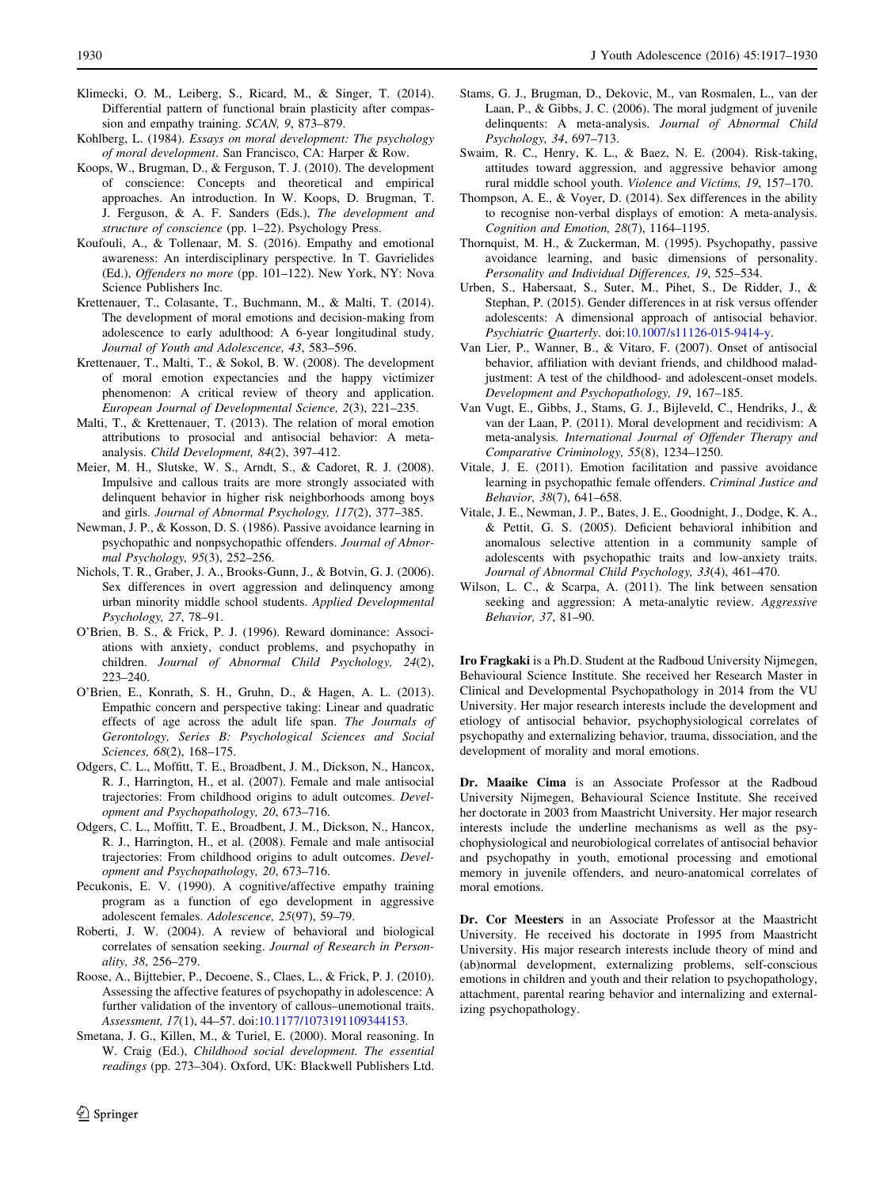Klimecki, O. M., Leiberg, S., Ricard, M., & Singer, T. (2014). Differential pattern of functional brain plasticity after compassion and empathy training. *SCAN, 9*, 873–879.

Kohlberg, L. (1984). *Essays on moral development: The psychology of moral development*. San Francisco, CA: Harper & Row.

Koops, W., Brugman, D., & Ferguson, T. J. (2010). The development of conscience: Concepts and theoretical and empirical approaches. An introduction. In W. Koops, D. Brugman, T. J. Ferguson, & A. F. Sanders (Eds.), *The development and structure of conscience* (pp. 1–22). Psychology Press.

Koufouli, A., & Tollenaar, M. S. (2016). Empathy and emotional awareness: An interdisciplinary perspective. In T. Gavrielides (Ed.), *Offenders no more* (pp. 101–122). New York, NY: Nova Science Publishers Inc.

Krettenauer, T., Colasante, T., Buchmann, M., & Malti, T. (2014). The development of moral emotions and decision-making from adolescence to early adulthood: A 6-year longitudinal study. *Journal of Youth and Adolescence, 43*, 583–596.

Krettenauer, T., Malti, T., & Sokol, B. W. (2008). The development of moral emotion expectancies and the happy victimizer phenomenon: A critical review of theory and application. *European Journal of Developmental Science, 2*(3), 221–235.

Malti, T., & Krettenauer, T. (2013). The relation of moral emotion attributions to prosocial and antisocial behavior: A meta-analysis. *Child Development, 84*(2), 397–412.

Meier, M. H., Slutske, W. S., Arndt, S., & Cadoret, R. J. (2008). Impulsive and callous traits are more strongly associated with delinquent behavior in higher risk neighborhoods among boys and girls. *Journal of Abnormal Psychology, 117*(2), 377–385.

Newman, J. P., & Kosson, D. S. (1986). Passive avoidance learning in psychopathic and nonpsychopathic offenders. *Journal of Abnormal Psychology, 95*(3), 252–256.

Nichols, T. R., Graber, J. A., Brooks-Gunn, J., & Botvin, G. J. (2006). Sex differences in overt aggression and delinquency among urban minority middle school students. *Applied Developmental Psychology, 27*, 78–91.

O'Brien, B. S., & Frick, P. J. (1996). Reward dominance: Associations with anxiety, conduct problems, and psychopathy in children. *Journal of Abnormal Child Psychology, 24*(2), 223–240.

O'Brien, E., Konrath, S. H., Gruhn, D., & Hagen, A. L. (2013). Empathic concern and perspective taking: Linear and quadratic effects of age across the adult life span. *The Journals of Gerontology, Series B: Psychological Sciences and Social Sciences, 68*(2), 168–175.

Odgers, C. L., Moffitt, T. E., Broadbent, J. M., Dickson, N., Hancox, R. J., Harrington, H., et al. (2007). Female and male antisocial trajectories: From childhood origins to adult outcomes. *Development and Psychopathology, 20*, 673–716.

Odgers, C. L., Moffitt, T. E., Broadbent, J. M., Dickson, N., Hancox, R. J., Harrington, H., et al. (2008). Female and male antisocial trajectories: From childhood origins to adult outcomes. *Development and Psychopathology, 20*, 673–716.

Pecukonis, E. V. (1990). A cognitive/affective empathy training program as a function of ego development in aggressive adolescent females. *Adolescence, 25*(97), 59–79.

Roberti, J. W. (2004). A review of behavioral and biological correlates of sensation seeking. *Journal of Research in Personality, 38*, 256–279.

Roose, A., Bijttebier, P., Decoene, S., Claes, L., & Frick, P. J. (2010). Assessing the affective features of psychopathy in adolescence: A further validation of the inventory of callous–unemotional traits. *Assessment, 17*(1), 44–57. doi:10.1177/1073191109344153.

Smetana, J. G., Killen, M., & Turiel, E. (2000). Moral reasoning. In W. Craig (Ed.), *Childhood social development. The essential readings* (pp. 273–304). Oxford, UK: Blackwell Publishers Ltd.

Stams, G. J., Brugman, D., Dekovic, M., van Rosmalen, L., van der Laan, P., & Gibbs, J. C. (2006). The moral judgment of juvenile delinquents: A meta-analysis. *Journal of Abnormal Child Psychology, 34*, 697–713.

Swaim, R. C., Henry, K. L., & Baez, N. E. (2004). Risk-taking, attitudes toward aggression, and aggressive behavior among rural middle school youth. *Violence and Victims, 19*, 157–170.

Thompson, A. E., & Voyer, D. (2014). Sex differences in the ability to recognise non-verbal displays of emotion: A meta-analysis. *Cognition and Emotion, 28*(7), 1164–1195.

Thornquist, M. H., & Zuckerman, M. (1995). Psychopathy, passive avoidance learning, and basic dimensions of personality. *Personality and Individual Differences, 19*, 525–534.

Urben, S., Habersaat, S., Suter, M., Pihet, S., De Ridder, J., & Stephan, P. (2015). Gender differences in at risk versus offender adolescents: A dimensional approach of antisocial behavior. *Psychiatric Quarterly*. doi:10.1007/s11126-015-9414-y.

Van Lier, P., Wanner, B., & Vitaro, F. (2007). Onset of antisocial behavior, affiliation with deviant friends, and childhood maladjustment: A test of the childhood- and adolescent-onset models. *Development and Psychopathology, 19*, 167–185.

Van Vugt, E., Gibbs, J., Stams, G. J., Bijleveld, C., Hendriks, J., & van der Laan, P. (2011). Moral development and recidivism: A meta-analysis. *International Journal of Offender Therapy and Comparative Criminology, 55*(8), 1234–1250.

Vitale, J. E. (2011). Emotion facilitation and passive avoidance learning in psychopathic female offenders. *Criminal Justice and Behavior, 38*(7), 641–658.

Vitale, J. E., Newman, J. P., Bates, J. E., Goodnight, J., Dodge, K. A., & Pettit, G. S. (2005). Deficient behavioral inhibition and anomalous selective attention in a community sample of adolescents with psychopathic traits and low-anxiety traits. *Journal of Abnormal Child Psychology, 33*(4), 461–470.

Wilson, L. C., & Scarpa, A. (2011). The link between sensation seeking and aggression: A meta-analytic review. *Aggressive Behavior, 37*, 81–90.

**Iro Fragkaki** is a Ph.D. Student at the Radboud University Nijmegen, Behavioural Science Institute. She received her Research Master in Clinical and Developmental Psychopathology in 2014 from the VU University. Her major research interests include the development and etiology of antisocial behavior, psychophysiological correlates of psychopathy and externalizing behavior, trauma, dissociation, and the development of morality and moral emotions.

**Dr. Maaike Cima** is an Associate Professor at the Radboud University Nijmegen, Behavioural Science Institute. She received her doctorate in 2003 from Maastricht University. Her major research interests include the underline mechanisms as well as the psychophysiological and neurobiological correlates of antisocial behavior and psychopathy in youth, emotional processing and emotional memory in juvenile offenders, and neuro-anatomical correlates of moral emotions.

**Dr. Cor Meesters** in an Associate Professor at the Maastricht University. He received his doctorate in 1995 from Maastricht University. His major research interests include theory of mind and (ab)normal development, externalizing problems, self-conscious emotions in children and youth and their relation to psychopathology, attachment, parental rearing behavior and internalizing and externalizing psychopathology.